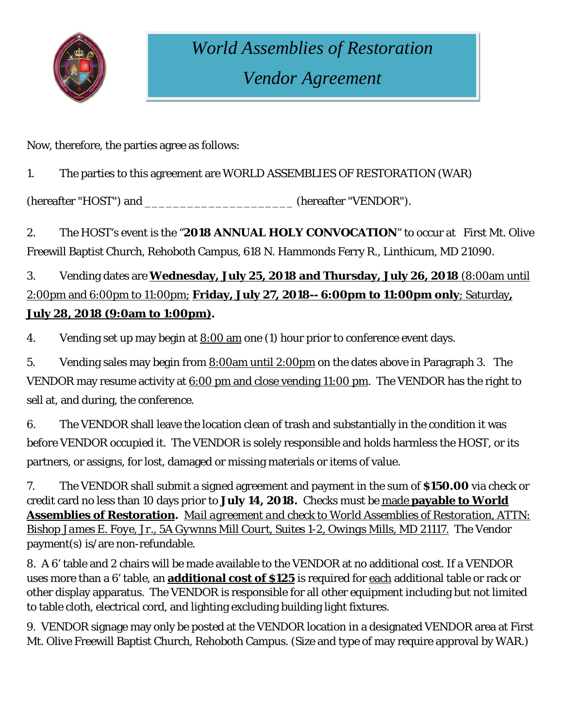# *World Assemblies of Restoration*
# *Vendor Agreement*

Now, therefore, the parties agree as follows:

1. The parties to this agreement are WORLD ASSEMBLIES OF RESTORATION (WAR) (hereafter "HOST") and _____________________ (hereafter "VENDOR").

2. The HOST's event is the "**2018 ANNUAL HOLY CONVOCATION**" to occur at First Mt. Olive Freewill Baptist Church, Rehoboth Campus, 618 N. Hammonds Ferry R., Linthicum, MD 21090.

3. Vending dates are **Wednesday, July 25, 2018 and Thursday, July 26, 2018** (8:00am until 2:00pm and 6:00pm to 11:00pm; **Friday, July 27, 2018-- 6:00pm to 11:00pm only**; Saturday**, July 28, 2018 (9:0am to 1:00pm).**

4. Vending set up may begin at 8:00 am one (1) hour prior to conference event days.

5. Vending sales may begin from 8:00am until 2:00pm on the dates above in Paragraph 3. The VENDOR may resume activity at 6:00 pm and close vending 11:00 pm. The VENDOR has the right to sell at, and during, the conference.

6. The VENDOR shall leave the location clean of trash and substantially in the condition it was before VENDOR occupied it. The VENDOR is solely responsible and holds harmless the HOST, or its partners, or assigns, for lost, damaged or missing materials or items of value.

7. The VENDOR shall submit a signed agreement and payment in the sum of **$150.00** via check or credit card no less than 10 days prior to **July 14, 2018.** Checks must be made **payable to World Assemblies of Restoration.** *Mail agreement and check to World Assemblies of Restoration, ATTN: Bishop James E. Foye, Jr., 5A Gywnns Mill Court, Suites 1-2, Owings Mills, MD 21117.* The Vendor payment(s) is/are non-refundable.

8. A 6' table and 2 chairs will be made available to the VENDOR at no additional cost. If a VENDOR uses more than a 6' table, an **additional cost of $125** is required for each additional table or rack or other display apparatus. The VENDOR is responsible for all other equipment including but not limited to table cloth, electrical cord, and lighting excluding building light fixtures.

9. VENDOR signage may only be posted at the VENDOR location in a designated VENDOR area at First Mt. Olive Freewill Baptist Church, Rehoboth Campus. (Size and type of may require approval by WAR.)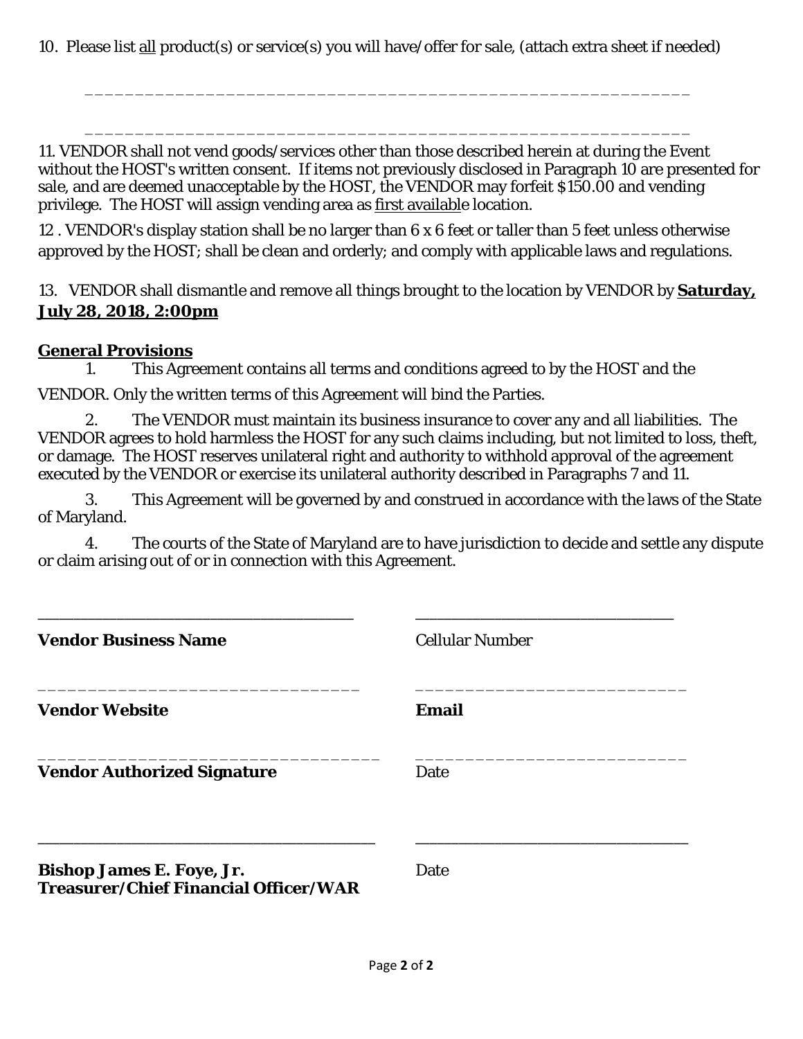10. Please list all product(s) or service(s) you will have/offer for sale, (attach extra sheet if needed)

______________________________________________________________

______________________________________________________________

11. VENDOR shall not vend goods/services other than those described herein at during the Event without the HOST's written consent. If items not previously disclosed in Paragraph 10 are presented for sale, and are deemed unacceptable by the HOST, the VENDOR may forfeit $150.00 and vending privilege. The HOST will assign vending area as first available location.

12 . VENDOR's display station shall be no larger than 6 x 6 feet or taller than 5 feet unless otherwise approved by the HOST; shall be clean and orderly; and comply with applicable laws and regulations.

13. VENDOR shall dismantle and remove all things brought to the location by VENDOR by **Saturday, July 28, 2018, 2:00pm**

**General Provisions**

1. This Agreement contains all terms and conditions agreed to by the HOST and the VENDOR. Only the written terms of this Agreement will bind the Parties.

2. The VENDOR must maintain its business insurance to cover any and all liabilities. The VENDOR agrees to hold harmless the HOST for any such claims including, but not limited to loss, theft, or damage. The HOST reserves unilateral right and authority to withhold approval of the agreement executed by the VENDOR or exercise its unilateral authority described in Paragraphs 7 and 11.

3. This Agreement will be governed by and construed in accordance with the laws of the State of Maryland.

4. The courts of the State of Maryland are to have jurisdiction to decide and settle any dispute or claim arising out of or in connection with this Agreement.

| | |
|---|---|
| ______________________________ | ______________________________ |
| **Vendor Business Name** | Cellular Number |
| ______________________________ | ______________________________ |
| **Vendor Website** | **Email** |
| ______________________________ | ______________________________ |
| **Vendor Authorized Signature** | Date |
| ______________________________ | ______________________________ |
| **Bishop James E. Foye, Jr.**<br>**Treasurer/Chief Financial Officer/WAR** | Date |